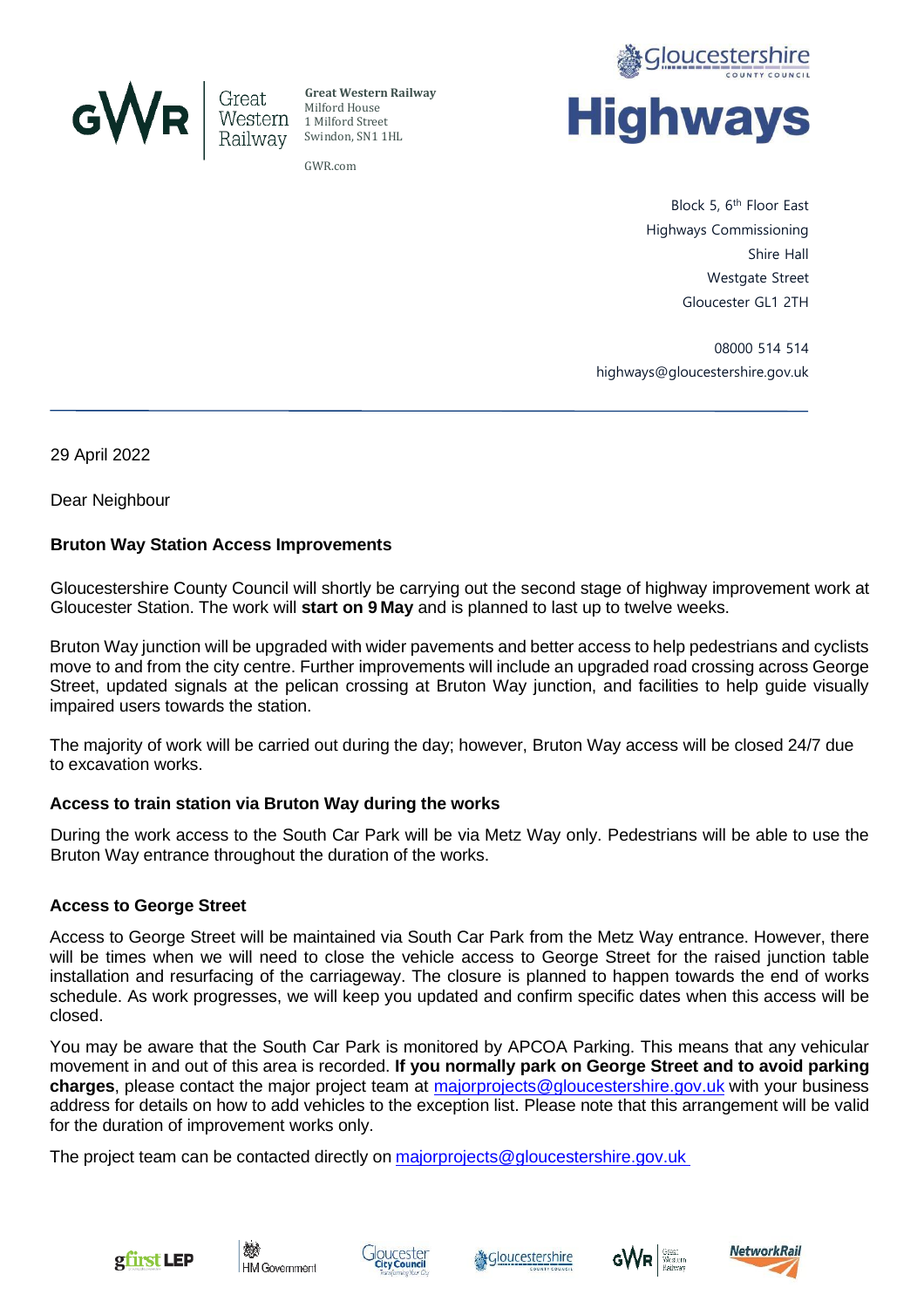Great Western Railway
Milford House
1 Milford Street
Swindon, SN1 1HL

GWR.com

Gloucestershire County Council
**Highways**

Block 5, 6th Floor East
Highways Commissioning
Shire Hall
Westgate Street
Gloucester GL1 2TH

08000 514 514
highways@gloucestershire.gov.uk

---

29 April 2022

Dear Neighbour

**Bruton Way Station Access Improvements**

Gloucestershire County Council will shortly be carrying out the second stage of highway improvement work at Gloucester Station. The work will **start on 9 May** and is planned to last up to twelve weeks.

Bruton Way junction will be upgraded with wider pavements and better access to help pedestrians and cyclists move to and from the city centre. Further improvements will include an upgraded road crossing across George Street, updated signals at the pelican crossing at Bruton Way junction, and facilities to help guide visually impaired users towards the station.

The majority of work will be carried out during the day; however, Bruton Way access will be closed 24/7 due to excavation works.

**Access to train station via Bruton Way during the works**

During the work access to the South Car Park will be via Metz Way only. Pedestrians will be able to use the Bruton Way entrance throughout the duration of the works.

**Access to George Street**

Access to George Street will be maintained via South Car Park from the Metz Way entrance. However, there will be times when we will need to close the vehicle access to George Street for the raised junction table installation and resurfacing of the carriageway. The closure is planned to happen towards the end of works schedule. As work progresses, we will keep you updated and confirm specific dates when this access will be closed.

You may be aware that the South Car Park is monitored by APCOA Parking. This means that any vehicular movement in and out of this area is recorded. **If you normally park on George Street and to avoid parking charges**, please contact the major project team at majorprojects@gloucestershire.gov.uk with your business address for details on how to add vehicles to the exception list. Please note that this arrangement will be valid for the duration of improvement works only.

The project team can be contacted directly on majorprojects@gloucestershire.gov.uk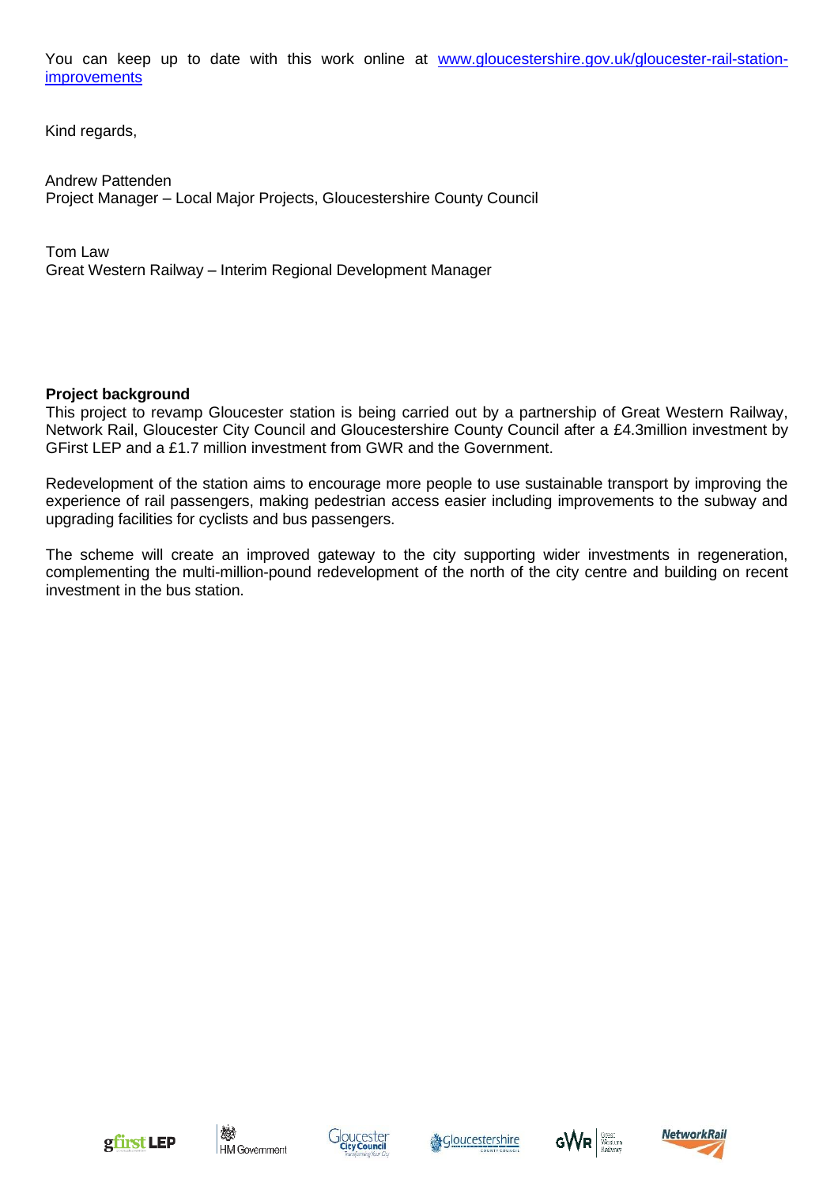You can keep up to date with this work online at [www.gloucestershire.gov.uk/gloucester-rail-station-improvements](www.gloucestershire.gov.uk/gloucester-rail-station-improvements)

Kind regards,

Andrew Pattenden
Project Manager – Local Major Projects, Gloucestershire County Council

Tom Law
Great Western Railway – Interim Regional Development Manager

**Project background**
This project to revamp Gloucester station is being carried out by a partnership of Great Western Railway, Network Rail, Gloucester City Council and Gloucestershire County Council after a £4.3million investment by GFirst LEP and a £1.7 million investment from GWR and the Government.

Redevelopment of the station aims to encourage more people to use sustainable transport by improving the experience of rail passengers, making pedestrian access easier including improvements to the subway and upgrading facilities for cyclists and bus passengers.

The scheme will create an improved gateway to the city supporting wider investments in regeneration, complementing the multi-million-pound redevelopment of the north of the city centre and building on recent investment in the bus station.